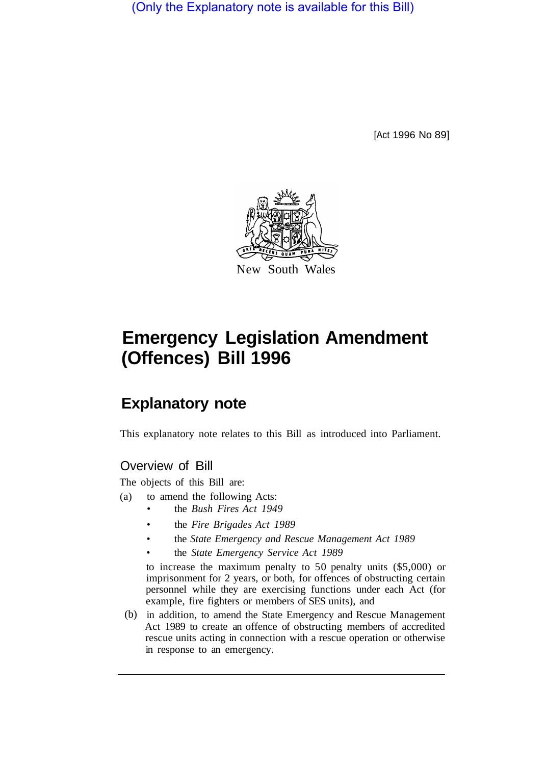(Only the Explanatory note is available for this Bill)

[Act 1996 No 89]

New South Wales

# Emergency Legislation Amendment (Offences) Bill 1996

## Explanatory note

This explanatory note relates to this Bill as introduced into Parliament.

### Overview of Bill

The objects of this Bill are:

(a) to amend the following Acts:
- the *Bush Fires Act 1949*
- the *Fire Brigades Act 1989*
- the *State Emergency and Rescue Management Act 1989*
- the *State Emergency Service Act 1989*

to increase the maximum penalty to 50 penalty units ($5,000) or imprisonment for 2 years, or both, for offences of obstructing certain personnel while they are exercising functions under each Act (for example, fire fighters or members of SES units), and

(b) in addition, to amend the State Emergency and Rescue Management Act 1989 to create an offence of obstructing members of accredited rescue units acting in connection with a rescue operation or otherwise in response to an emergency.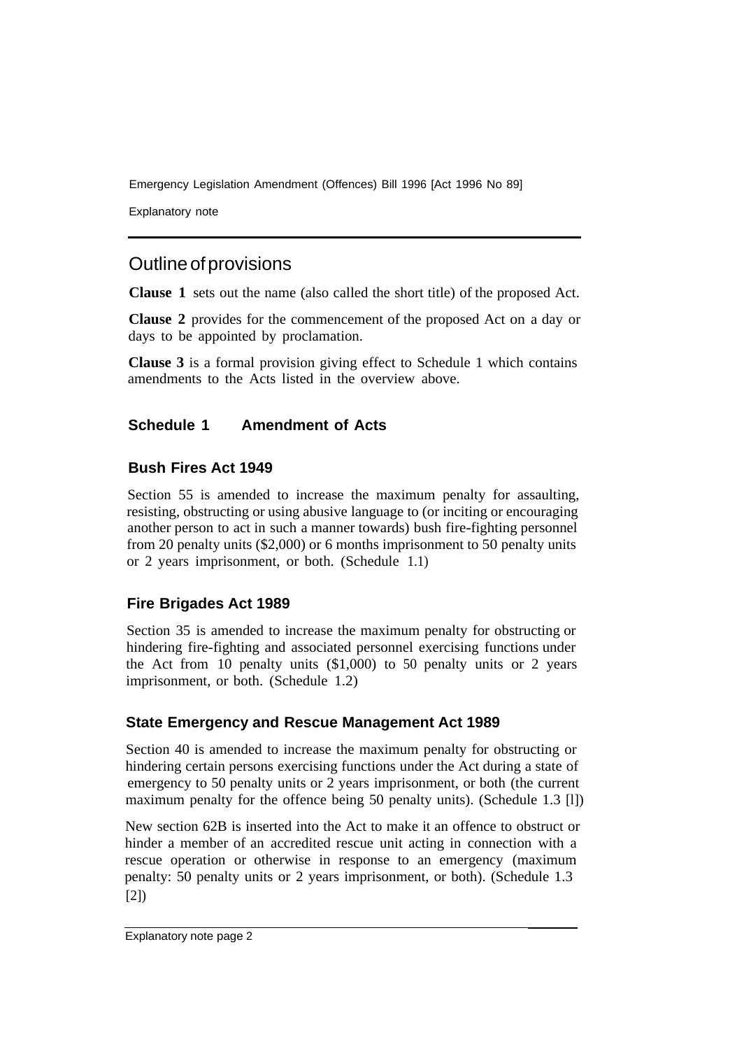## Outline of provisions

**Clause 1** sets out the name (also called the short title) of the proposed Act.

**Clause 2** provides for the commencement of the proposed Act on a day or days to be appointed by proclamation.

**Clause 3** is a formal provision giving effect to Schedule 1 which contains amendments to the Acts listed in the overview above.

### Schedule 1 Amendment of Acts

#### Bush Fires Act 1949

Section 55 is amended to increase the maximum penalty for assaulting, resisting, obstructing or using abusive language to (or inciting or encouraging another person to act in such a manner towards) bush fire-fighting personnel from 20 penalty units ($2,000) or 6 months imprisonment to 50 penalty units or 2 years imprisonment, or both. (Schedule 1.1)

#### Fire Brigades Act 1989

Section 35 is amended to increase the maximum penalty for obstructing or hindering fire-fighting and associated personnel exercising functions under the Act from 10 penalty units ($1,000) to 50 penalty units or 2 years imprisonment, or both. (Schedule 1.2)

#### State Emergency and Rescue Management Act 1989

Section 40 is amended to increase the maximum penalty for obstructing or hindering certain persons exercising functions under the Act during a state of emergency to 50 penalty units or 2 years imprisonment, or both (the current maximum penalty for the offence being 50 penalty units). (Schedule 1.3 [l])

New section 62B is inserted into the Act to make it an offence to obstruct or hinder a member of an accredited rescue unit acting in connection with a rescue operation or otherwise in response to an emergency (maximum penalty: 50 penalty units or 2 years imprisonment, or both). (Schedule 1.3 [2])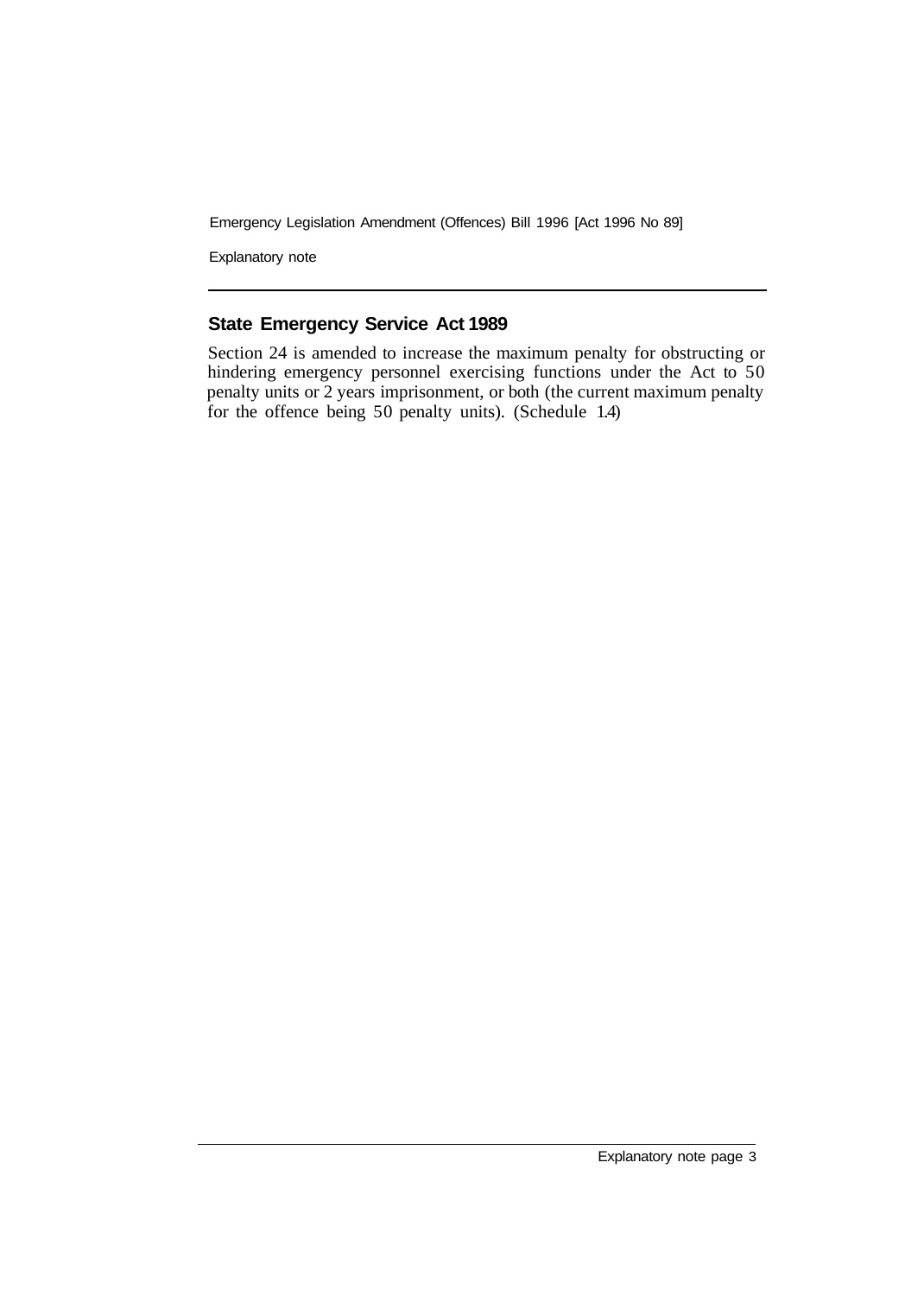## State Emergency Service Act 1989

Section 24 is amended to increase the maximum penalty for obstructing or hindering emergency personnel exercising functions under the Act to 50 penalty units or 2 years imprisonment, or both (the current maximum penalty for the offence being 50 penalty units). (Schedule 1.4)